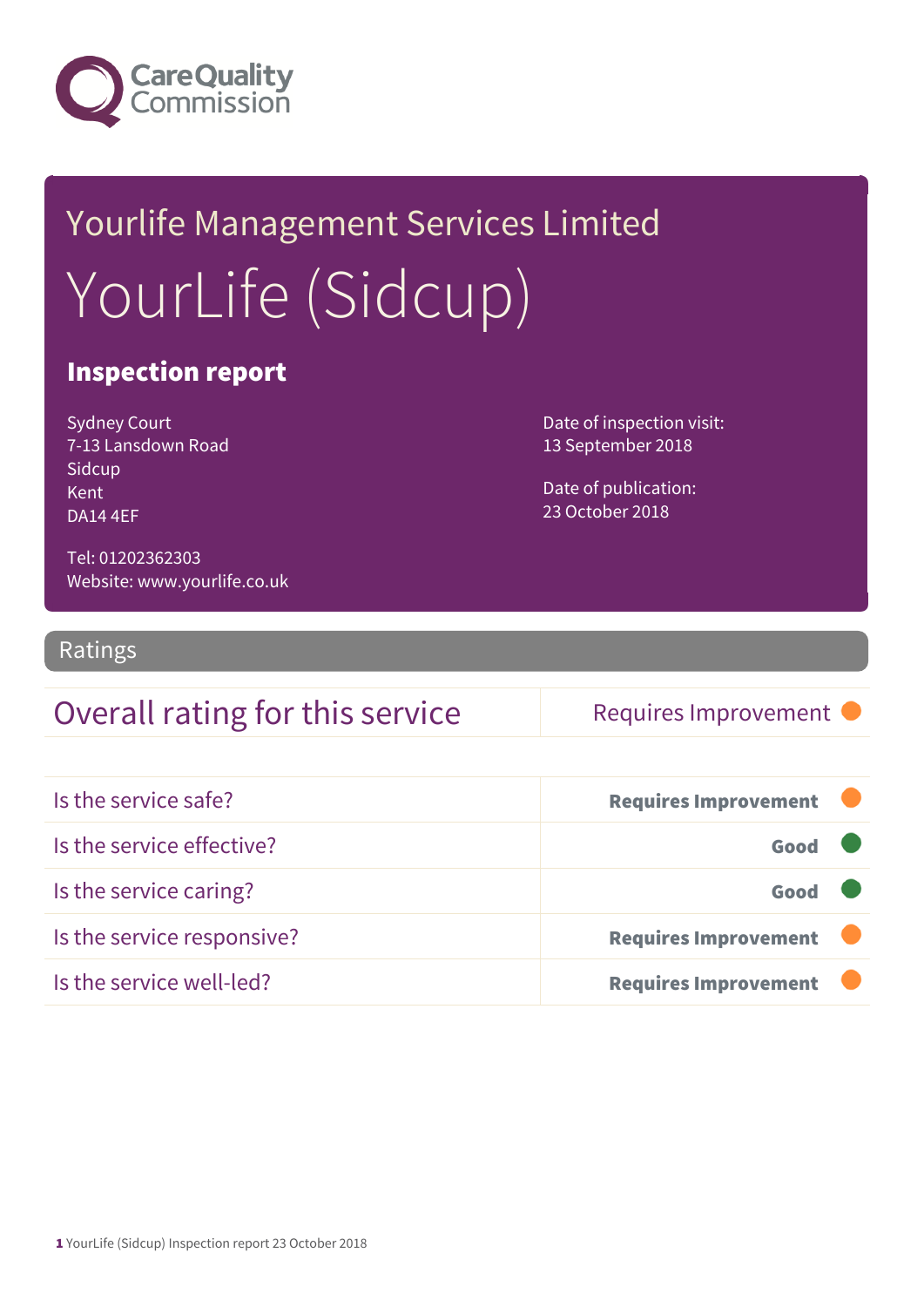# Yourlife Management Services Limited

# YourLife (Sidcup)

## Inspection report

Sydney Court
7-13 Lansdown Road
Sidcup
Kent
DA14 4EF

Tel: 01202362303
Website: www.yourlife.co.uk

Date of inspection visit:
13 September 2018

Date of publication:
23 October 2018

## Ratings

| Overall rating for this service | Requires Improvement |
| --- | --- |

| | |
| --- | --- |
| Is the service safe? | **Requires Improvement** |
| Is the service effective? | **Good** |
| Is the service caring? | **Good** |
| Is the service responsive? | **Requires Improvement** |
| Is the service well-led? | **Requires Improvement** |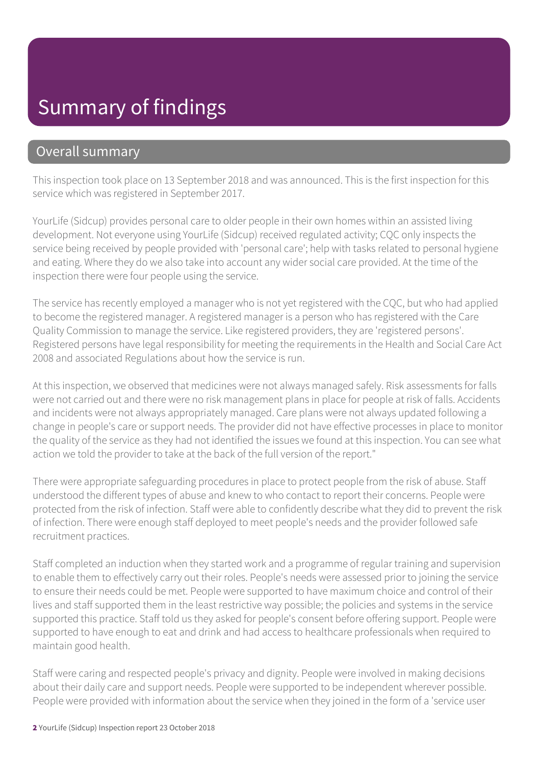# Summary of findings

## Overall summary

This inspection took place on 13 September 2018 and was announced. This is the first inspection for this service which was registered in September 2017.

YourLife (Sidcup) provides personal care to older people in their own homes within an assisted living development. Not everyone using YourLife (Sidcup) received regulated activity; CQC only inspects the service being received by people provided with 'personal care'; help with tasks related to personal hygiene and eating. Where they do we also take into account any wider social care provided. At the time of the inspection there were four people using the service.

The service has recently employed a manager who is not yet registered with the CQC, but who had applied to become the registered manager. A registered manager is a person who has registered with the Care Quality Commission to manage the service. Like registered providers, they are 'registered persons'. Registered persons have legal responsibility for meeting the requirements in the Health and Social Care Act 2008 and associated Regulations about how the service is run.

At this inspection, we observed that medicines were not always managed safely. Risk assessments for falls were not carried out and there were no risk management plans in place for people at risk of falls. Accidents and incidents were not always appropriately managed. Care plans were not always updated following a change in people's care or support needs. The provider did not have effective processes in place to monitor the quality of the service as they had not identified the issues we found at this inspection. You can see what action we told the provider to take at the back of the full version of the report."

There were appropriate safeguarding procedures in place to protect people from the risk of abuse. Staff understood the different types of abuse and knew to who contact to report their concerns. People were protected from the risk of infection. Staff were able to confidently describe what they did to prevent the risk of infection. There were enough staff deployed to meet people's needs and the provider followed safe recruitment practices.

Staff completed an induction when they started work and a programme of regular training and supervision to enable them to effectively carry out their roles. People's needs were assessed prior to joining the service to ensure their needs could be met. People were supported to have maximum choice and control of their lives and staff supported them in the least restrictive way possible; the policies and systems in the service supported this practice. Staff told us they asked for people's consent before offering support. People were supported to have enough to eat and drink and had access to healthcare professionals when required to maintain good health.

Staff were caring and respected people's privacy and dignity. People were involved in making decisions about their daily care and support needs. People were supported to be independent wherever possible. People were provided with information about the service when they joined in the form of a 'service user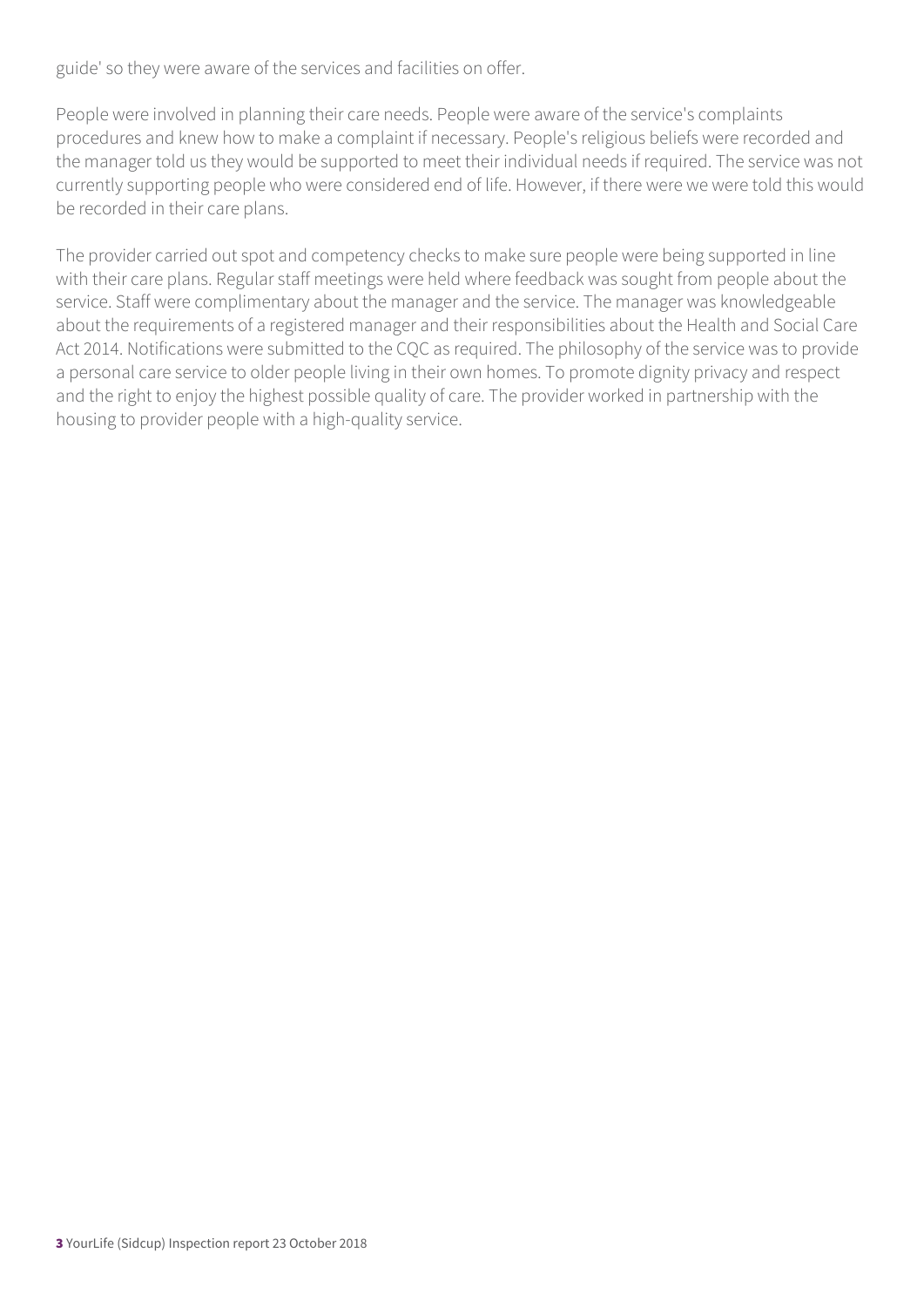guide' so they were aware of the services and facilities on offer.

People were involved in planning their care needs. People were aware of the service's complaints procedures and knew how to make a complaint if necessary. People's religious beliefs were recorded and the manager told us they would be supported to meet their individual needs if required. The service was not currently supporting people who were considered end of life. However, if there were we were told this would be recorded in their care plans.

The provider carried out spot and competency checks to make sure people were being supported in line with their care plans. Regular staff meetings were held where feedback was sought from people about the service. Staff were complimentary about the manager and the service. The manager was knowledgeable about the requirements of a registered manager and their responsibilities about the Health and Social Care Act 2014. Notifications were submitted to the CQC as required. The philosophy of the service was to provide a personal care service to older people living in their own homes. To promote dignity privacy and respect and the right to enjoy the highest possible quality of care. The provider worked in partnership with the housing to provider people with a high-quality service.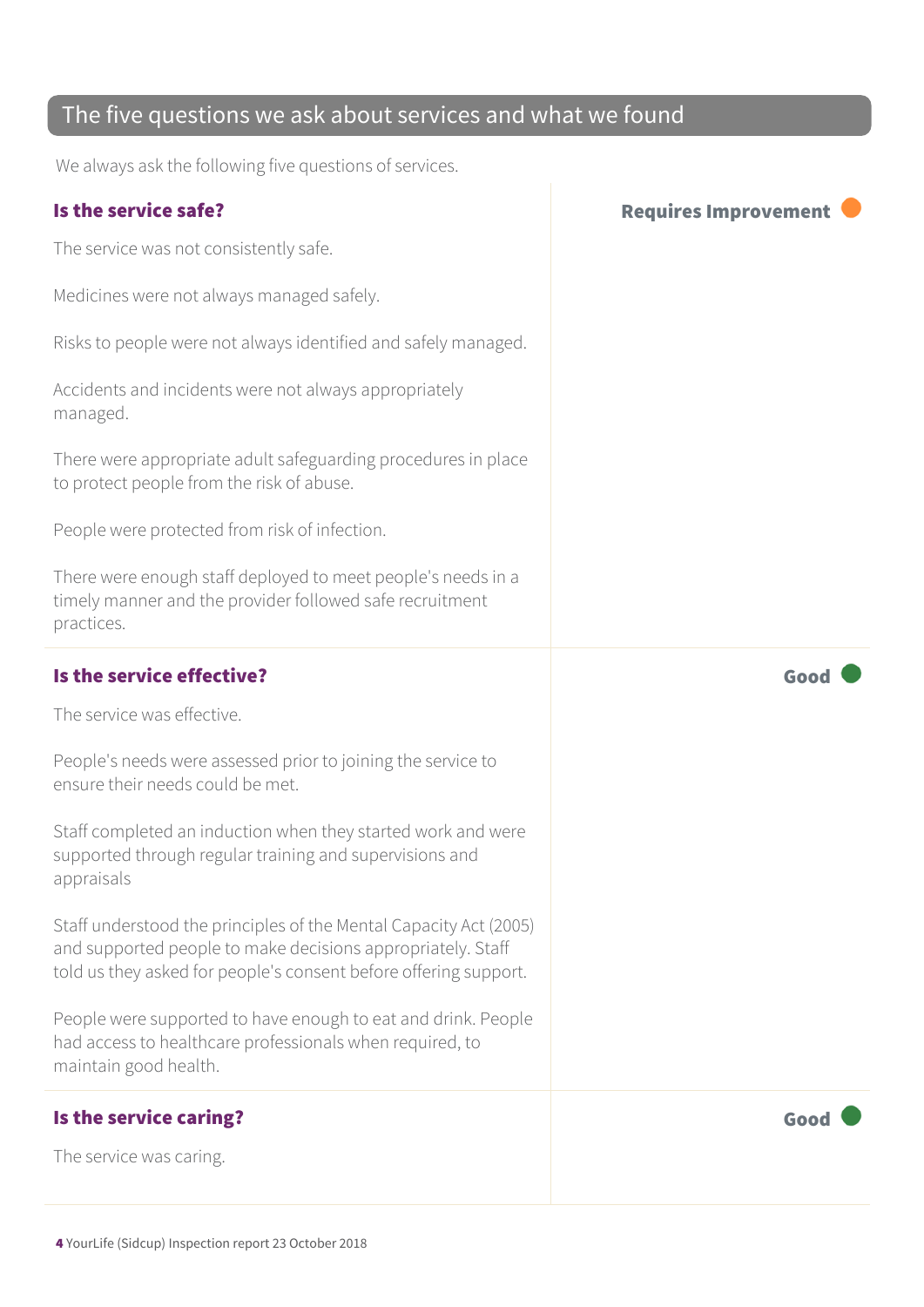## The five questions we ask about services and what we found

We always ask the following five questions of services.

### Is the service safe?

**Requires Improvement**

The service was not consistently safe.

Medicines were not always managed safely.

Risks to people were not always identified and safely managed.

Accidents and incidents were not always appropriately managed.

There were appropriate adult safeguarding procedures in place to protect people from the risk of abuse.

People were protected from risk of infection.

There were enough staff deployed to meet people's needs in a timely manner and the provider followed safe recruitment practices.

### Is the service effective?

**Good**

The service was effective.

People's needs were assessed prior to joining the service to ensure their needs could be met.

Staff completed an induction when they started work and were supported through regular training and supervisions and appraisals

Staff understood the principles of the Mental Capacity Act (2005) and supported people to make decisions appropriately. Staff told us they asked for people's consent before offering support.

People were supported to have enough to eat and drink. People had access to healthcare professionals when required, to maintain good health.

### Is the service caring?

**Good**

The service was caring.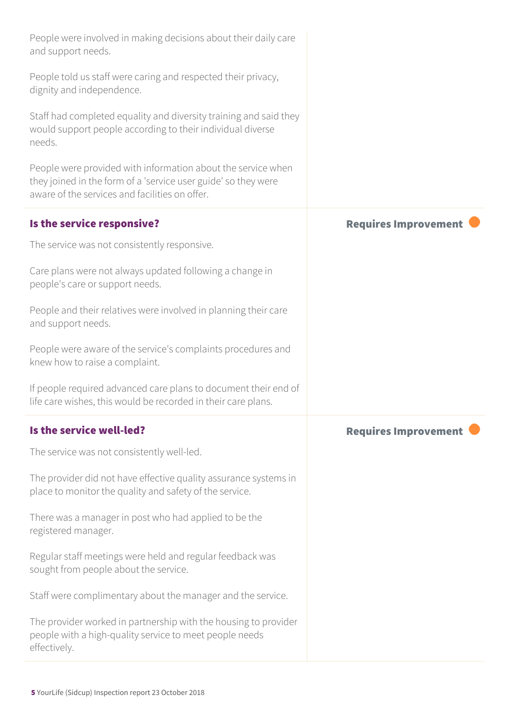People were involved in making decisions about their daily care and support needs.

People told us staff were caring and respected their privacy, dignity and independence.

Staff had completed equality and diversity training and said they would support people according to their individual diverse needs.

People were provided with information about the service when they joined in the form of a 'service user guide' so they were aware of the services and facilities on offer.

### Is the service responsive?

**Requires Improvement**

The service was not consistently responsive.

Care plans were not always updated following a change in people's care or support needs.

People and their relatives were involved in planning their care and support needs.

People were aware of the service's complaints procedures and knew how to raise a complaint.

If people required advanced care plans to document their end of life care wishes, this would be recorded in their care plans.

### Is the service well-led?

**Requires Improvement**

The service was not consistently well-led.

The provider did not have effective quality assurance systems in place to monitor the quality and safety of the service.

There was a manager in post who had applied to be the registered manager.

Regular staff meetings were held and regular feedback was sought from people about the service.

Staff were complimentary about the manager and the service.

The provider worked in partnership with the housing to provider people with a high-quality service to meet people needs effectively.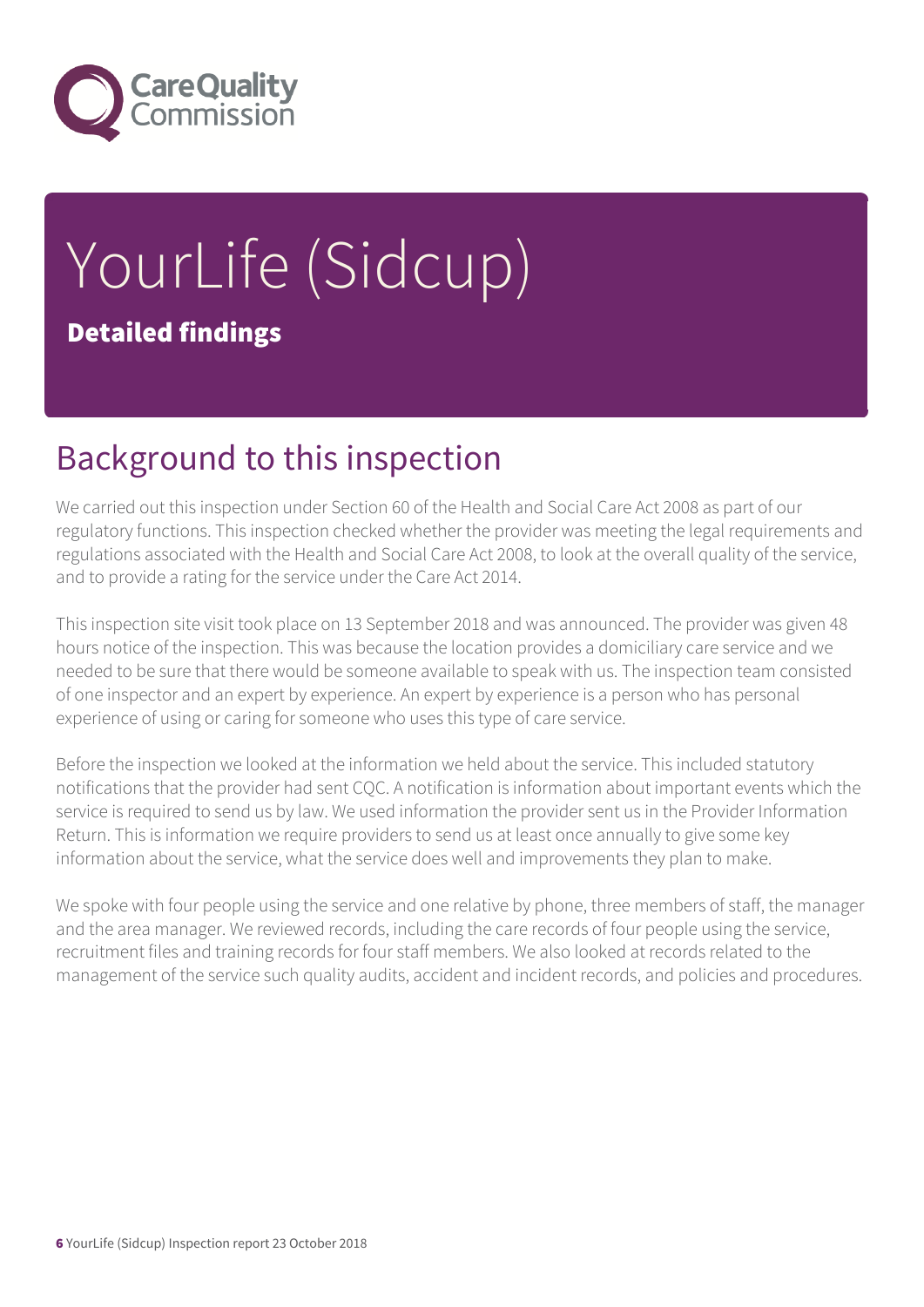# YourLife (Sidcup)

**Detailed findings**

## Background to this inspection

We carried out this inspection under Section 60 of the Health and Social Care Act 2008 as part of our regulatory functions. This inspection checked whether the provider was meeting the legal requirements and regulations associated with the Health and Social Care Act 2008, to look at the overall quality of the service, and to provide a rating for the service under the Care Act 2014.

This inspection site visit took place on 13 September 2018 and was announced. The provider was given 48 hours notice of the inspection. This was because the location provides a domiciliary care service and we needed to be sure that there would be someone available to speak with us. The inspection team consisted of one inspector and an expert by experience. An expert by experience is a person who has personal experience of using or caring for someone who uses this type of care service.

Before the inspection we looked at the information we held about the service. This included statutory notifications that the provider had sent CQC. A notification is information about important events which the service is required to send us by law. We used information the provider sent us in the Provider Information Return. This is information we require providers to send us at least once annually to give some key information about the service, what the service does well and improvements they plan to make.

We spoke with four people using the service and one relative by phone, three members of staff, the manager and the area manager. We reviewed records, including the care records of four people using the service, recruitment files and training records for four staff members. We also looked at records related to the management of the service such quality audits, accident and incident records, and policies and procedures.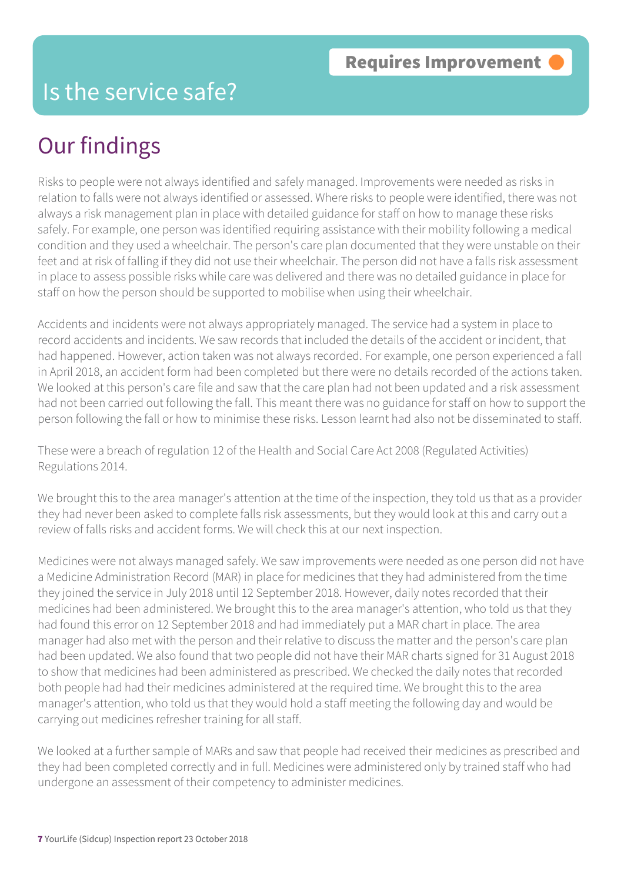# Is the service safe?

**Requires Improvement**

## Our findings

Risks to people were not always identified and safely managed. Improvements were needed as risks in relation to falls were not always identified or assessed. Where risks to people were identified, there was not always a risk management plan in place with detailed guidance for staff on how to manage these risks safely. For example, one person was identified requiring assistance with their mobility following a medical condition and they used a wheelchair. The person's care plan documented that they were unstable on their feet and at risk of falling if they did not use their wheelchair. The person did not have a falls risk assessment in place to assess possible risks while care was delivered and there was no detailed guidance in place for staff on how the person should be supported to mobilise when using their wheelchair.

Accidents and incidents were not always appropriately managed. The service had a system in place to record accidents and incidents. We saw records that included the details of the accident or incident, that had happened. However, action taken was not always recorded. For example, one person experienced a fall in April 2018, an accident form had been completed but there were no details recorded of the actions taken. We looked at this person's care file and saw that the care plan had not been updated and a risk assessment had not been carried out following the fall. This meant there was no guidance for staff on how to support the person following the fall or how to minimise these risks. Lesson learnt had also not be disseminated to staff.

These were a breach of regulation 12 of the Health and Social Care Act 2008 (Regulated Activities) Regulations 2014.

We brought this to the area manager's attention at the time of the inspection, they told us that as a provider they had never been asked to complete falls risk assessments, but they would look at this and carry out a review of falls risks and accident forms. We will check this at our next inspection.

Medicines were not always managed safely. We saw improvements were needed as one person did not have a Medicine Administration Record (MAR) in place for medicines that they had administered from the time they joined the service in July 2018 until 12 September 2018. However, daily notes recorded that their medicines had been administered. We brought this to the area manager's attention, who told us that they had found this error on 12 September 2018 and had immediately put a MAR chart in place. The area manager had also met with the person and their relative to discuss the matter and the person's care plan had been updated. We also found that two people did not have their MAR charts signed for 31 August 2018 to show that medicines had been administered as prescribed. We checked the daily notes that recorded both people had had their medicines administered at the required time. We brought this to the area manager's attention, who told us that they would hold a staff meeting the following day and would be carrying out medicines refresher training for all staff.

We looked at a further sample of MARs and saw that people had received their medicines as prescribed and they had been completed correctly and in full. Medicines were administered only by trained staff who had undergone an assessment of their competency to administer medicines.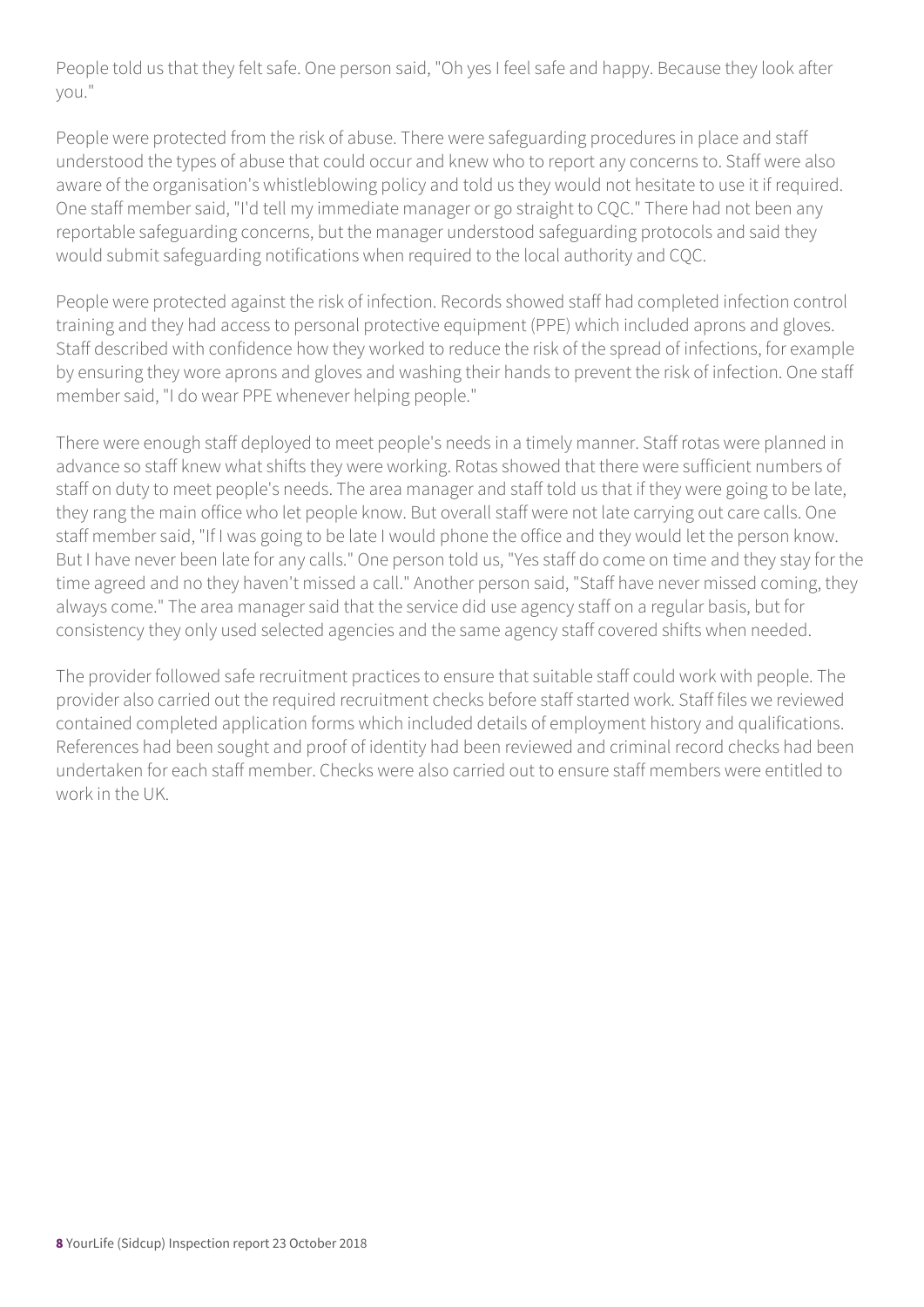People told us that they felt safe. One person said, "Oh yes I feel safe and happy. Because they look after you."

People were protected from the risk of abuse. There were safeguarding procedures in place and staff understood the types of abuse that could occur and knew who to report any concerns to. Staff were also aware of the organisation's whistleblowing policy and told us they would not hesitate to use it if required. One staff member said, "I'd tell my immediate manager or go straight to CQC." There had not been any reportable safeguarding concerns, but the manager understood safeguarding protocols and said they would submit safeguarding notifications when required to the local authority and CQC.

People were protected against the risk of infection. Records showed staff had completed infection control training and they had access to personal protective equipment (PPE) which included aprons and gloves. Staff described with confidence how they worked to reduce the risk of the spread of infections, for example by ensuring they wore aprons and gloves and washing their hands to prevent the risk of infection. One staff member said, "I do wear PPE whenever helping people."

There were enough staff deployed to meet people's needs in a timely manner. Staff rotas were planned in advance so staff knew what shifts they were working. Rotas showed that there were sufficient numbers of staff on duty to meet people's needs. The area manager and staff told us that if they were going to be late, they rang the main office who let people know. But overall staff were not late carrying out care calls. One staff member said, "If I was going to be late I would phone the office and they would let the person know. But I have never been late for any calls." One person told us, "Yes staff do come on time and they stay for the time agreed and no they haven't missed a call." Another person said, "Staff have never missed coming, they always come." The area manager said that the service did use agency staff on a regular basis, but for consistency they only used selected agencies and the same agency staff covered shifts when needed.

The provider followed safe recruitment practices to ensure that suitable staff could work with people. The provider also carried out the required recruitment checks before staff started work. Staff files we reviewed contained completed application forms which included details of employment history and qualifications. References had been sought and proof of identity had been reviewed and criminal record checks had been undertaken for each staff member. Checks were also carried out to ensure staff members were entitled to work in the UK.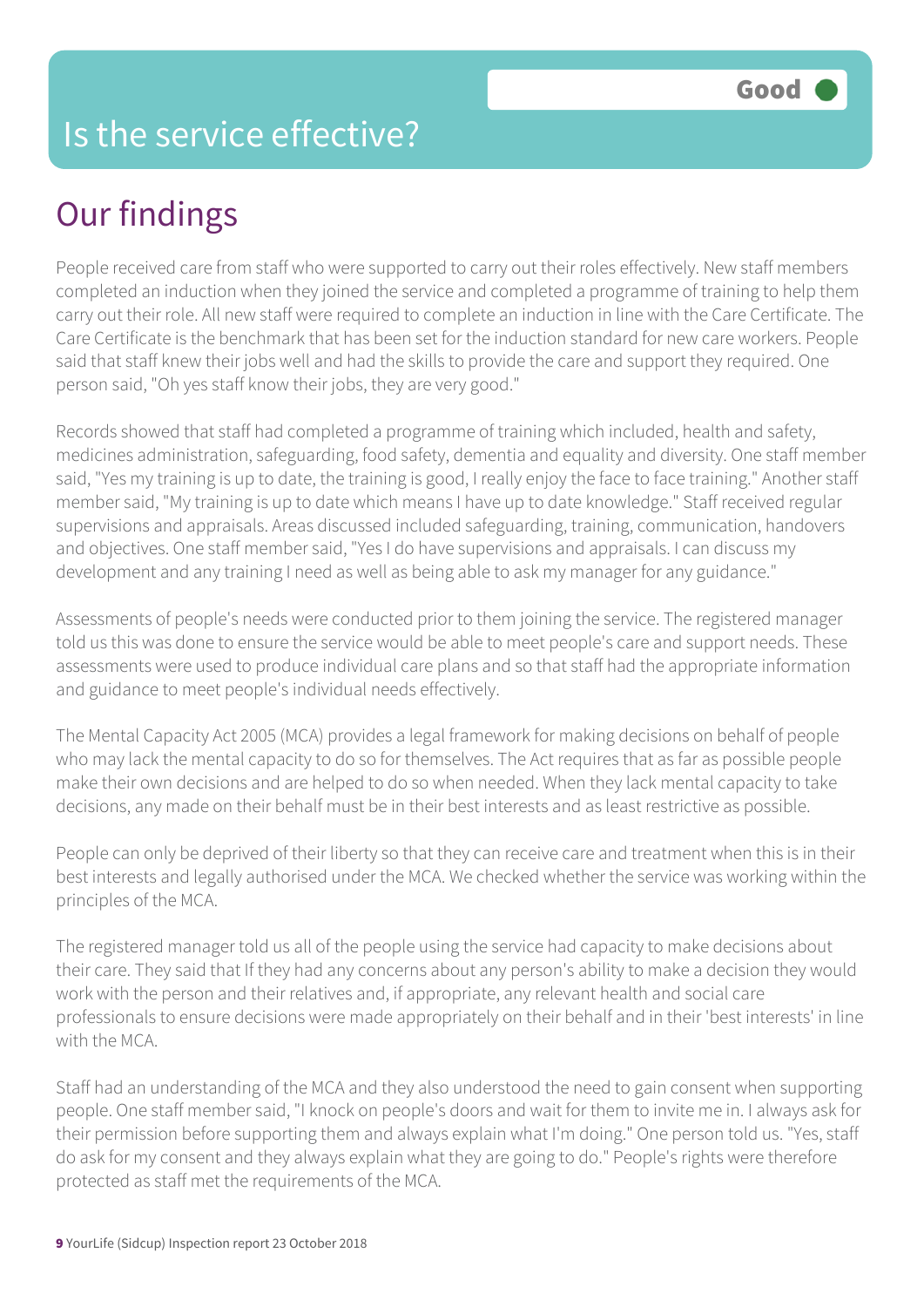# Is the service effective?

**Good**

## Our findings

People received care from staff who were supported to carry out their roles effectively. New staff members completed an induction when they joined the service and completed a programme of training to help them carry out their role. All new staff were required to complete an induction in line with the Care Certificate. The Care Certificate is the benchmark that has been set for the induction standard for new care workers. People said that staff knew their jobs well and had the skills to provide the care and support they required. One person said, "Oh yes staff know their jobs, they are very good."

Records showed that staff had completed a programme of training which included, health and safety, medicines administration, safeguarding, food safety, dementia and equality and diversity. One staff member said, "Yes my training is up to date, the training is good, I really enjoy the face to face training." Another staff member said, "My training is up to date which means I have up to date knowledge." Staff received regular supervisions and appraisals. Areas discussed included safeguarding, training, communication, handovers and objectives. One staff member said, "Yes I do have supervisions and appraisals. I can discuss my development and any training I need as well as being able to ask my manager for any guidance."

Assessments of people's needs were conducted prior to them joining the service. The registered manager told us this was done to ensure the service would be able to meet people's care and support needs. These assessments were used to produce individual care plans and so that staff had the appropriate information and guidance to meet people's individual needs effectively.

The Mental Capacity Act 2005 (MCA) provides a legal framework for making decisions on behalf of people who may lack the mental capacity to do so for themselves. The Act requires that as far as possible people make their own decisions and are helped to do so when needed. When they lack mental capacity to take decisions, any made on their behalf must be in their best interests and as least restrictive as possible.

People can only be deprived of their liberty so that they can receive care and treatment when this is in their best interests and legally authorised under the MCA. We checked whether the service was working within the principles of the MCA.

The registered manager told us all of the people using the service had capacity to make decisions about their care. They said that If they had any concerns about any person's ability to make a decision they would work with the person and their relatives and, if appropriate, any relevant health and social care professionals to ensure decisions were made appropriately on their behalf and in their 'best interests' in line with the MCA.

Staff had an understanding of the MCA and they also understood the need to gain consent when supporting people. One staff member said, "I knock on people's doors and wait for them to invite me in. I always ask for their permission before supporting them and always explain what I'm doing." One person told us. "Yes, staff do ask for my consent and they always explain what they are going to do." People's rights were therefore protected as staff met the requirements of the MCA.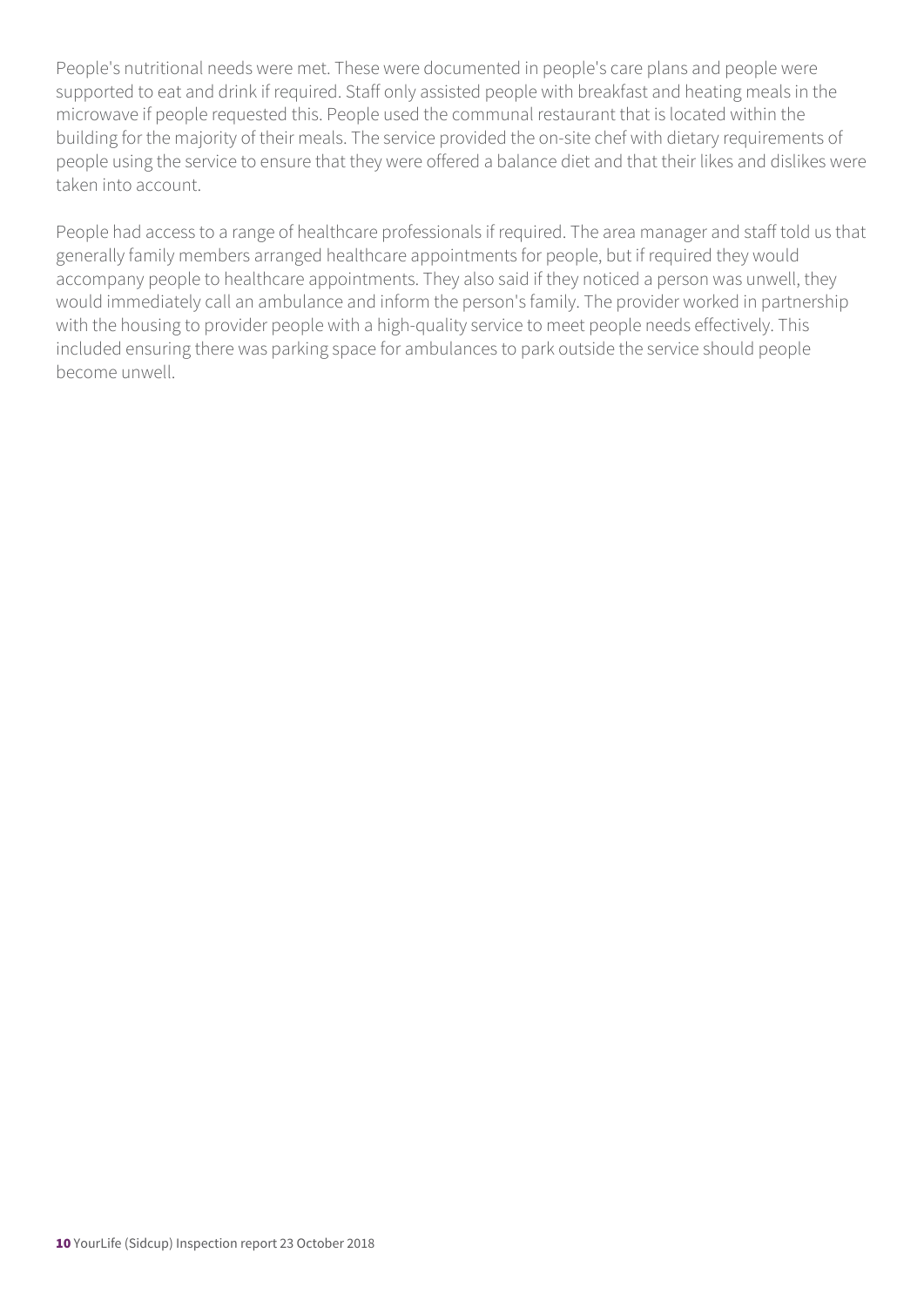People's nutritional needs were met. These were documented in people's care plans and people were supported to eat and drink if required. Staff only assisted people with breakfast and heating meals in the microwave if people requested this. People used the communal restaurant that is located within the building for the majority of their meals. The service provided the on-site chef with dietary requirements of people using the service to ensure that they were offered a balance diet and that their likes and dislikes were taken into account.

People had access to a range of healthcare professionals if required. The area manager and staff told us that generally family members arranged healthcare appointments for people, but if required they would accompany people to healthcare appointments. They also said if they noticed a person was unwell, they would immediately call an ambulance and inform the person's family. The provider worked in partnership with the housing to provider people with a high-quality service to meet people needs effectively. This included ensuring there was parking space for ambulances to park outside the service should people become unwell.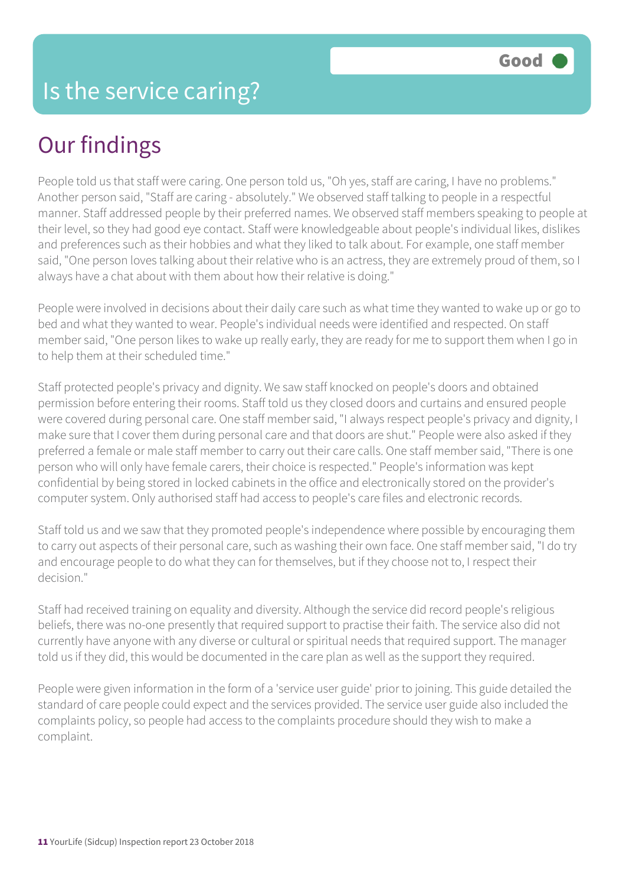# Is the service caring?

**Good**

## Our findings

People told us that staff were caring. One person told us, "Oh yes, staff are caring, I have no problems." Another person said, "Staff are caring - absolutely." We observed staff talking to people in a respectful manner. Staff addressed people by their preferred names. We observed staff members speaking to people at their level, so they had good eye contact. Staff were knowledgeable about people's individual likes, dislikes and preferences such as their hobbies and what they liked to talk about. For example, one staff member said, "One person loves talking about their relative who is an actress, they are extremely proud of them, so I always have a chat about with them about how their relative is doing."

People were involved in decisions about their daily care such as what time they wanted to wake up or go to bed and what they wanted to wear. People's individual needs were identified and respected. On staff member said, "One person likes to wake up really early, they are ready for me to support them when I go in to help them at their scheduled time."

Staff protected people's privacy and dignity. We saw staff knocked on people's doors and obtained permission before entering their rooms. Staff told us they closed doors and curtains and ensured people were covered during personal care. One staff member said, "I always respect people's privacy and dignity, I make sure that I cover them during personal care and that doors are shut." People were also asked if they preferred a female or male staff member to carry out their care calls. One staff member said, "There is one person who will only have female carers, their choice is respected." People's information was kept confidential by being stored in locked cabinets in the office and electronically stored on the provider's computer system. Only authorised staff had access to people's care files and electronic records.

Staff told us and we saw that they promoted people's independence where possible by encouraging them to carry out aspects of their personal care, such as washing their own face. One staff member said, "I do try and encourage people to do what they can for themselves, but if they choose not to, I respect their decision."

Staff had received training on equality and diversity. Although the service did record people's religious beliefs, there was no-one presently that required support to practise their faith. The service also did not currently have anyone with any diverse or cultural or spiritual needs that required support. The manager told us if they did, this would be documented in the care plan as well as the support they required.

People were given information in the form of a 'service user guide' prior to joining. This guide detailed the standard of care people could expect and the services provided. The service user guide also included the complaints policy, so people had access to the complaints procedure should they wish to make a complaint.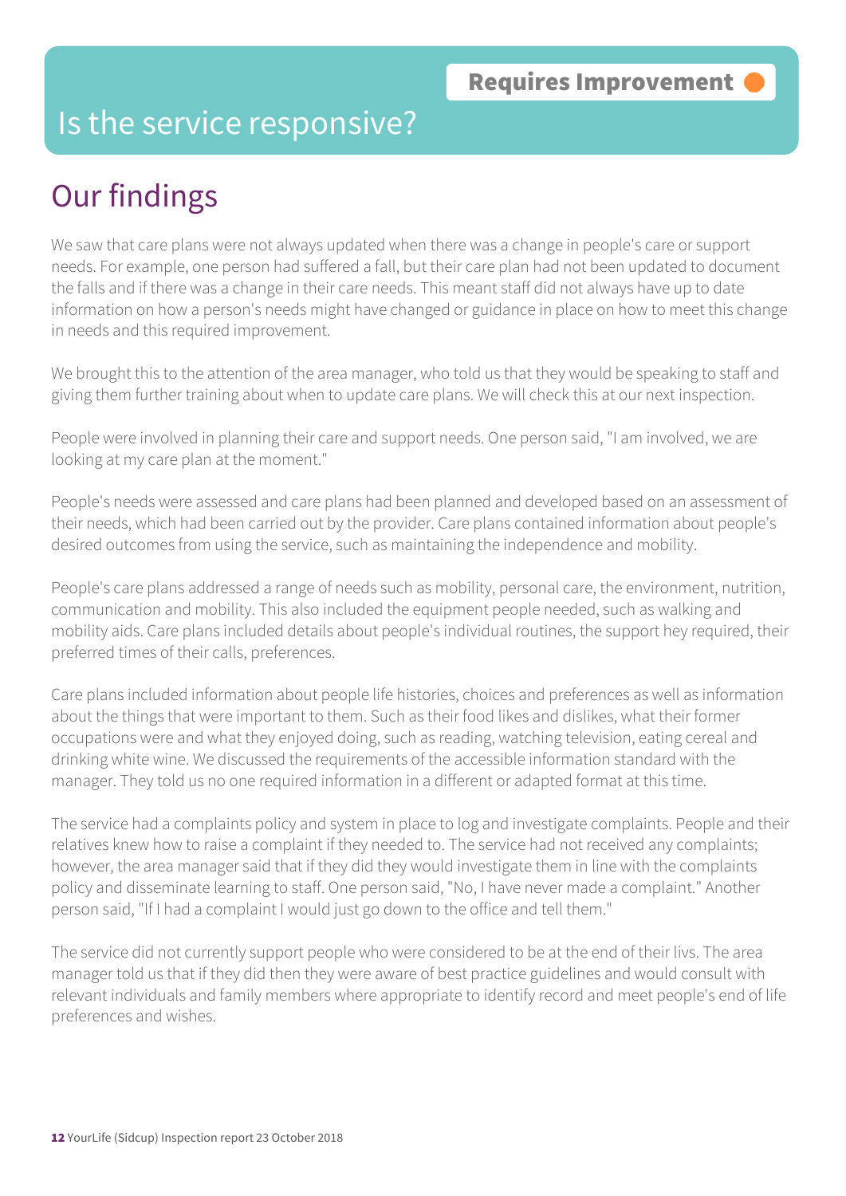Requires Improvement

# Is the service responsive?

## Our findings

We saw that care plans were not always updated when there was a change in people's care or support needs. For example, one person had suffered a fall, but their care plan had not been updated to document the falls and if there was a change in their care needs. This meant staff did not always have up to date information on how a person's needs might have changed or guidance in place on how to meet this change in needs and this required improvement.

We brought this to the attention of the area manager, who told us that they would be speaking to staff and giving them further training about when to update care plans. We will check this at our next inspection.

People were involved in planning their care and support needs. One person said, "I am involved, we are looking at my care plan at the moment."

People's needs were assessed and care plans had been planned and developed based on an assessment of their needs, which had been carried out by the provider. Care plans contained information about people's desired outcomes from using the service, such as maintaining the independence and mobility.

People's care plans addressed a range of needs such as mobility, personal care, the environment, nutrition, communication and mobility. This also included the equipment people needed, such as walking and mobility aids. Care plans included details about people's individual routines, the support hey required, their preferred times of their calls, preferences.

Care plans included information about people life histories, choices and preferences as well as information about the things that were important to them. Such as their food likes and dislikes, what their former occupations were and what they enjoyed doing, such as reading, watching television, eating cereal and drinking white wine. We discussed the requirements of the accessible information standard with the manager. They told us no one required information in a different or adapted format at this time.

The service had a complaints policy and system in place to log and investigate complaints. People and their relatives knew how to raise a complaint if they needed to. The service had not received any complaints; however, the area manager said that if they did they would investigate them in line with the complaints policy and disseminate learning to staff. One person said, "No, I have never made a complaint." Another person said, "If I had a complaint I would just go down to the office and tell them."

The service did not currently support people who were considered to be at the end of their livs. The area manager told us that if they did then they were aware of best practice guidelines and would consult with relevant individuals and family members where appropriate to identify record and meet people's end of life preferences and wishes.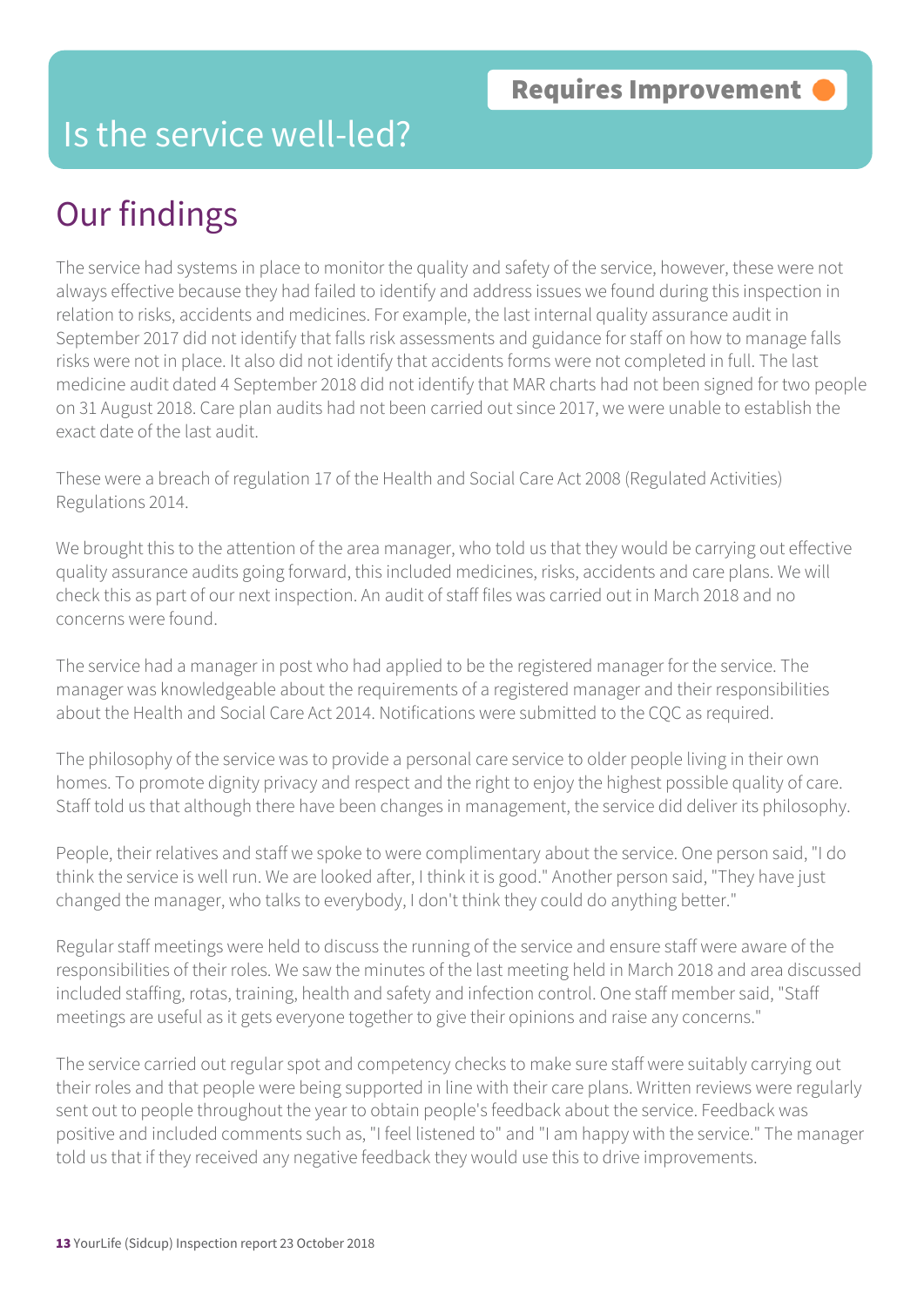Requires Improvement

# Is the service well-led?

## Our findings

The service had systems in place to monitor the quality and safety of the service, however, these were not always effective because they had failed to identify and address issues we found during this inspection in relation to risks, accidents and medicines. For example, the last internal quality assurance audit in September 2017 did not identify that falls risk assessments and guidance for staff on how to manage falls risks were not in place. It also did not identify that accidents forms were not completed in full. The last medicine audit dated 4 September 2018 did not identify that MAR charts had not been signed for two people on 31 August 2018. Care plan audits had not been carried out since 2017, we were unable to establish the exact date of the last audit.

These were a breach of regulation 17 of the Health and Social Care Act 2008 (Regulated Activities) Regulations 2014.

We brought this to the attention of the area manager, who told us that they would be carrying out effective quality assurance audits going forward, this included medicines, risks, accidents and care plans. We will check this as part of our next inspection. An audit of staff files was carried out in March 2018 and no concerns were found.

The service had a manager in post who had applied to be the registered manager for the service. The manager was knowledgeable about the requirements of a registered manager and their responsibilities about the Health and Social Care Act 2014. Notifications were submitted to the CQC as required.

The philosophy of the service was to provide a personal care service to older people living in their own homes. To promote dignity privacy and respect and the right to enjoy the highest possible quality of care. Staff told us that although there have been changes in management, the service did deliver its philosophy.

People, their relatives and staff we spoke to were complimentary about the service. One person said, "I do think the service is well run. We are looked after, I think it is good." Another person said, "They have just changed the manager, who talks to everybody, I don't think they could do anything better."

Regular staff meetings were held to discuss the running of the service and ensure staff were aware of the responsibilities of their roles. We saw the minutes of the last meeting held in March 2018 and area discussed included staffing, rotas, training, health and safety and infection control. One staff member said, "Staff meetings are useful as it gets everyone together to give their opinions and raise any concerns."

The service carried out regular spot and competency checks to make sure staff were suitably carrying out their roles and that people were being supported in line with their care plans. Written reviews were regularly sent out to people throughout the year to obtain people's feedback about the service. Feedback was positive and included comments such as, "I feel listened to" and "I am happy with the service." The manager told us that if they received any negative feedback they would use this to drive improvements.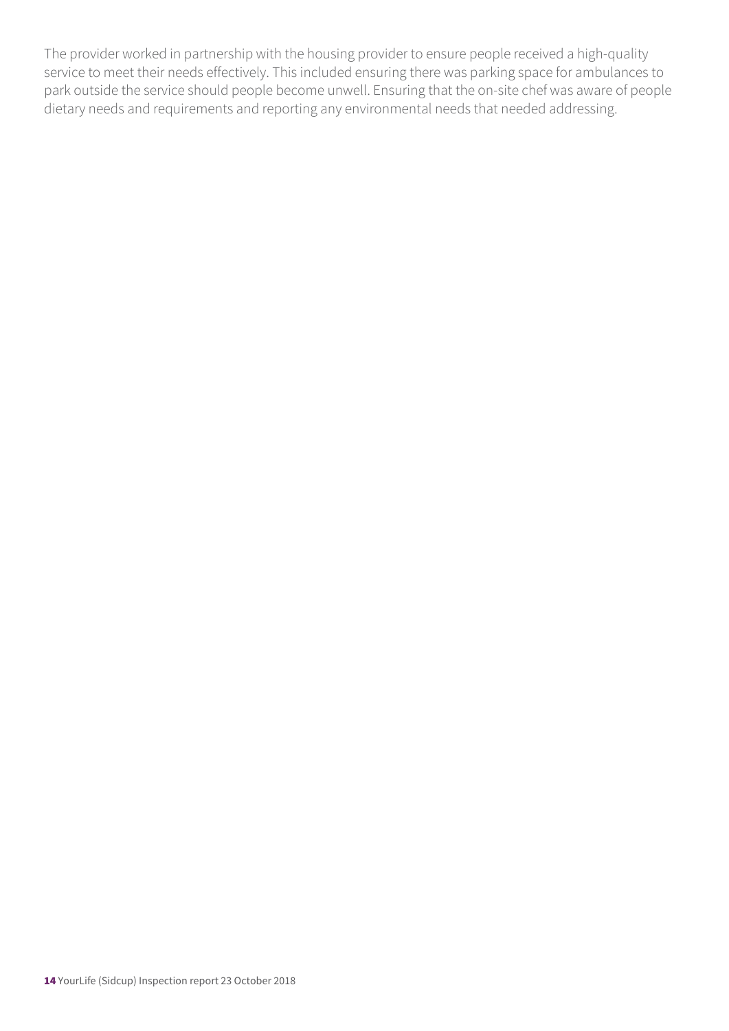The provider worked in partnership with the housing provider to ensure people received a high-quality service to meet their needs effectively. This included ensuring there was parking space for ambulances to park outside the service should people become unwell. Ensuring that the on-site chef was aware of people dietary needs and requirements and reporting any environmental needs that needed addressing.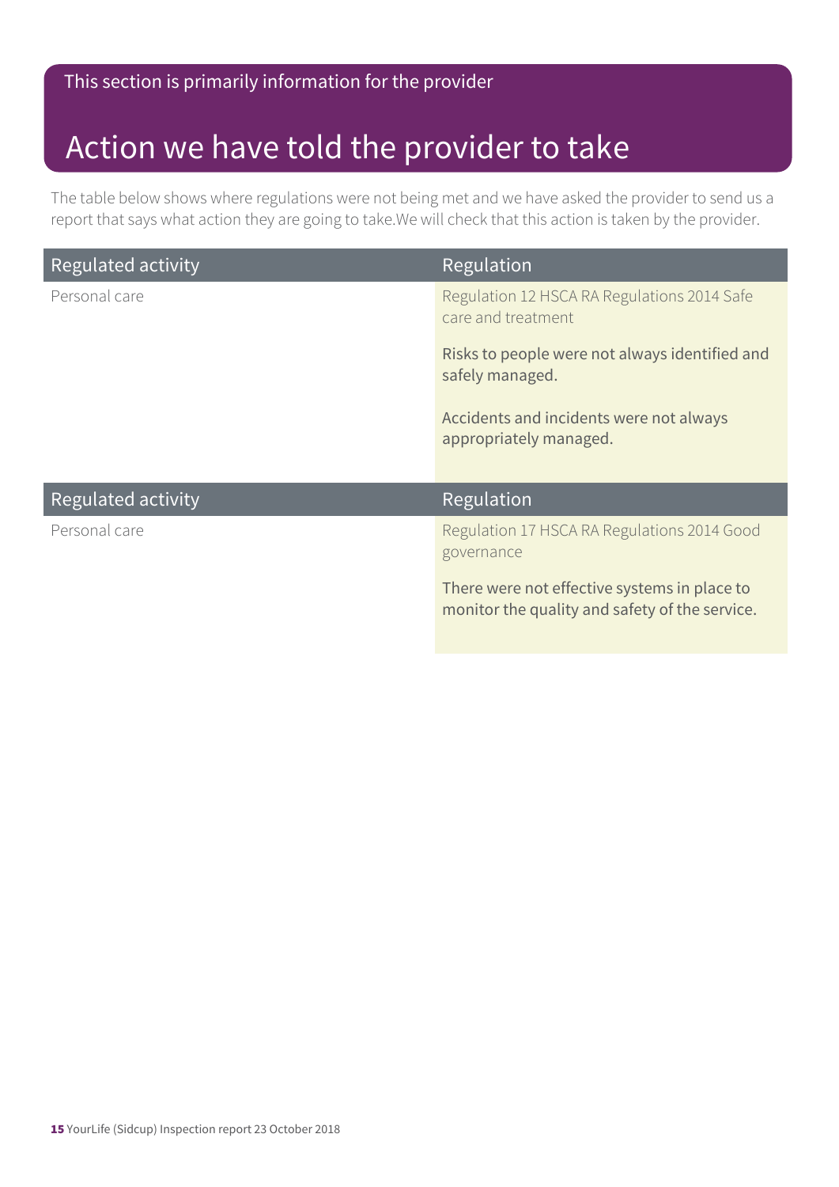This section is primarily information for the provider

# Action we have told the provider to take

The table below shows where regulations were not being met and we have asked the provider to send us a report that says what action they are going to take.We will check that this action is taken by the provider.

| Regulated activity | Regulation |
| --- | --- |
| Personal care | Regulation 12 HSCA RA Regulations 2014 Safe care and treatment<br><br>Risks to people were not always identified and safely managed.<br><br>Accidents and incidents were not always appropriately managed. |

| Regulated activity | Regulation |
| --- | --- |
| Personal care | Regulation 17 HSCA RA Regulations 2014 Good governance<br><br>There were not effective systems in place to monitor the quality and safety of the service. |